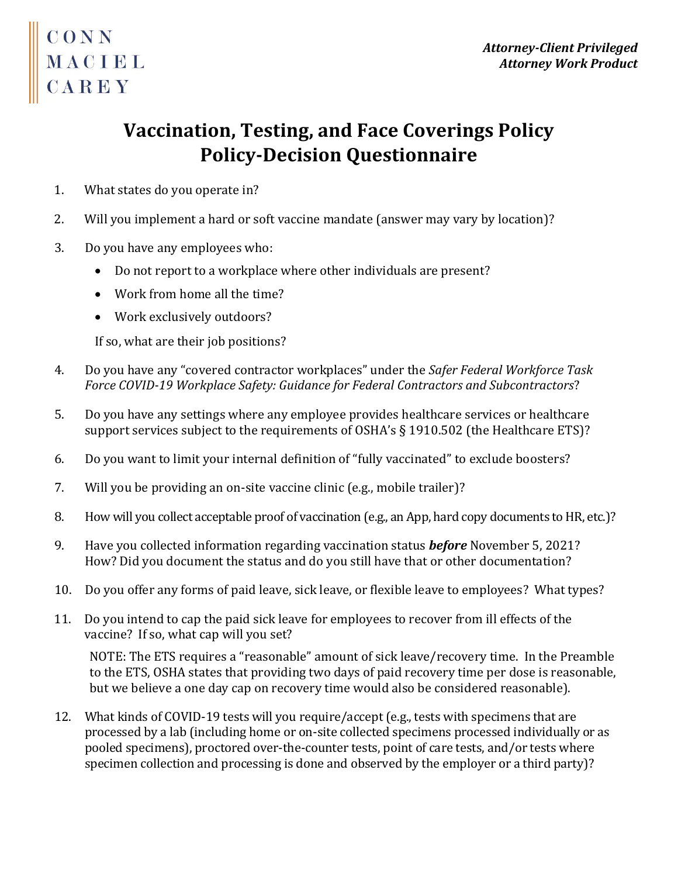CONN
MACIEL
CAREY

***Attorney-Client Privileged***
***Attorney Work Product***

# Vaccination, Testing, and Face Coverings Policy
# Policy-Decision Questionnaire

1. What states do you operate in?

2. Will you implement a hard or soft vaccine mandate (answer may vary by location)?

3. Do you have any employees who:

   - Do not report to a workplace where other individuals are present?
   - Work from home all the time?
   - Work exclusively outdoors?

   If so, what are their job positions?

4. Do you have any "covered contractor workplaces" under the *Safer Federal Workforce Task Force COVID-19 Workplace Safety: Guidance for Federal Contractors and Subcontractors*?

5. Do you have any settings where any employee provides healthcare services or healthcare support services subject to the requirements of OSHA's § 1910.502 (the Healthcare ETS)?

6. Do you want to limit your internal definition of "fully vaccinated" to exclude boosters?

7. Will you be providing an on-site vaccine clinic (e.g., mobile trailer)?

8. How will you collect acceptable proof of vaccination (e.g., an App, hard copy documents to HR, etc.)?

9. Have you collected information regarding vaccination status ***before*** November 5, 2021? How? Did you document the status and do you still have that or other documentation?

10. Do you offer any forms of paid leave, sick leave, or flexible leave to employees? What types?

11. Do you intend to cap the paid sick leave for employees to recover from ill effects of the vaccine? If so, what cap will you set?

    NOTE: The ETS requires a "reasonable" amount of sick leave/recovery time. In the Preamble to the ETS, OSHA states that providing two days of paid recovery time per dose is reasonable, but we believe a one day cap on recovery time would also be considered reasonable).

12. What kinds of COVID-19 tests will you require/accept (e.g., tests with specimens that are processed by a lab (including home or on-site collected specimens processed individually or as pooled specimens), proctored over-the-counter tests, point of care tests, and/or tests where specimen collection and processing is done and observed by the employer or a third party)?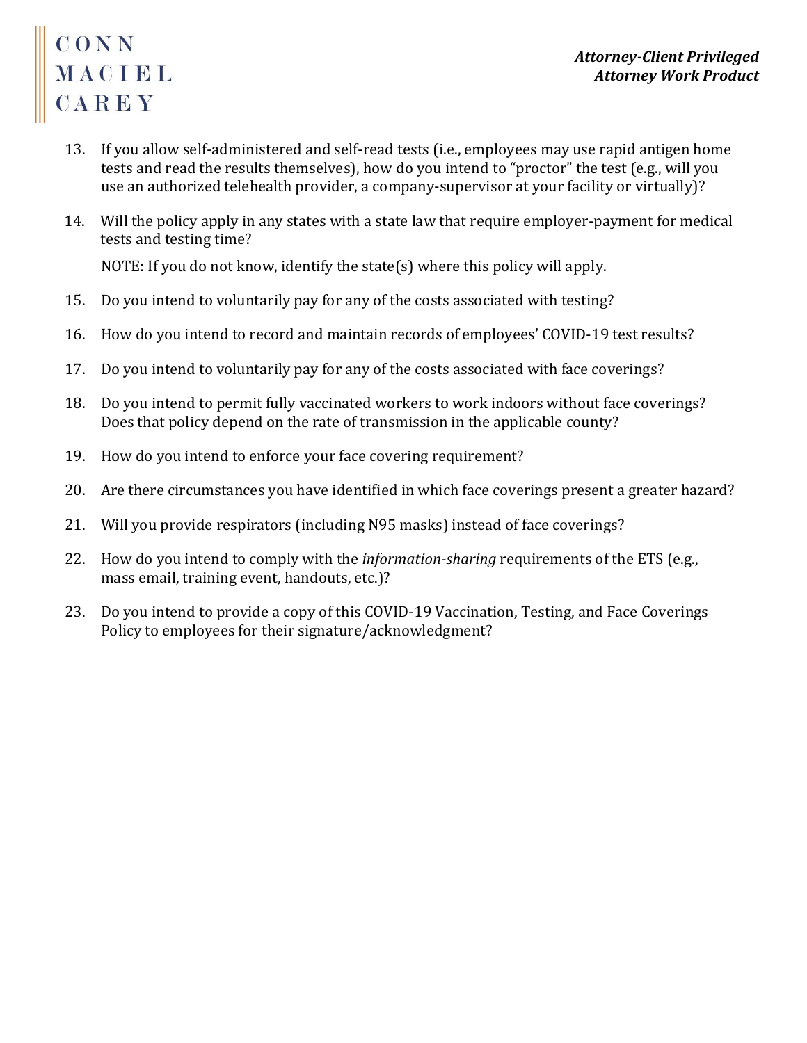13. If you allow self-administered and self-read tests (i.e., employees may use rapid antigen home tests and read the results themselves), how do you intend to "proctor" the test (e.g., will you use an authorized telehealth provider, a company-supervisor at your facility or virtually)?

14. Will the policy apply in any states with a state law that require employer-payment for medical tests and testing time?

    NOTE: If you do not know, identify the state(s) where this policy will apply.

15. Do you intend to voluntarily pay for any of the costs associated with testing?

16. How do you intend to record and maintain records of employees' COVID-19 test results?

17. Do you intend to voluntarily pay for any of the costs associated with face coverings?

18. Do you intend to permit fully vaccinated workers to work indoors without face coverings? Does that policy depend on the rate of transmission in the applicable county?

19. How do you intend to enforce your face covering requirement?

20. Are there circumstances you have identified in which face coverings present a greater hazard?

21. Will you provide respirators (including N95 masks) instead of face coverings?

22. How do you intend to comply with the *information-sharing* requirements of the ETS (e.g., mass email, training event, handouts, etc.)?

23. Do you intend to provide a copy of this COVID-19 Vaccination, Testing, and Face Coverings Policy to employees for their signature/acknowledgment?